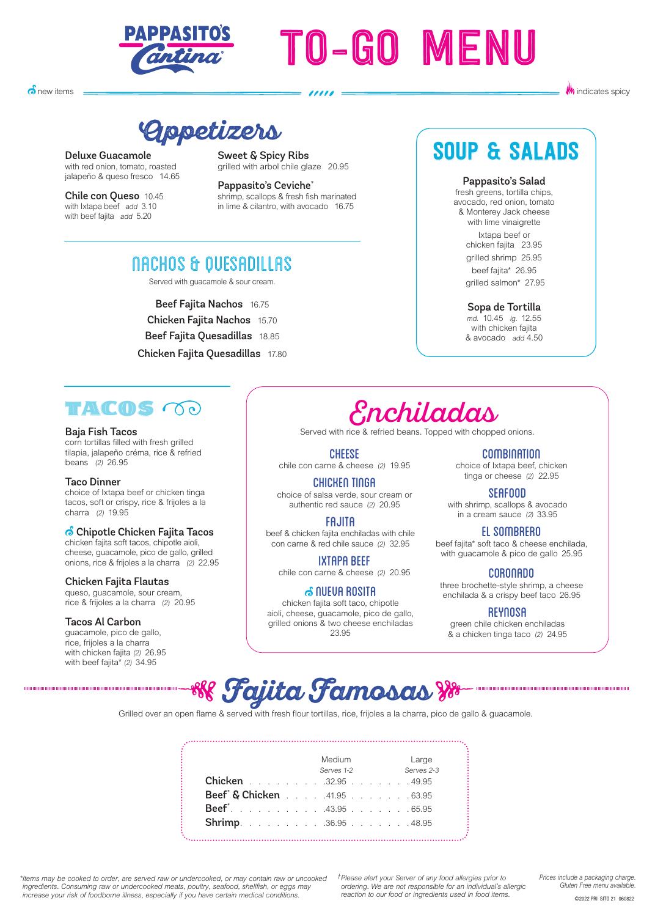# PAPPASITO'S Cantina TO-GO MENU

new items — indicates spicy

## Appetizers

**Deluxe Guacamole**
with red onion, tomato, roasted jalapeño & queso fresco 14.65

**Chile con Queso** 10.45
with Ixtapa beef *add* 3.10
with beef fajita *add* 5.20

**Sweet & Spicy Ribs**
grilled with arbol chile glaze 20.95

**Pappasito's Ceviche***
shrimp, scallops & fresh fish marinated in lime & cilantro, with avocado 16.75

## NACHOS & QUESADILLAS

Served with guacamole & sour cream.

**Beef Fajita Nachos** 16.75
**Chicken Fajita Nachos** 15.70
**Beef Fajita Quesadillas** 18.85
**Chicken Fajita Quesadillas** 17.80

## SOUP & SALADS

**Pappasito's Salad**
fresh greens, tortilla chips, avocado, red onion, tomato & Monterey Jack cheese with lime vinaigrette
Ixtapa beef or chicken fajita 23.95
grilled shrimp 25.95
beef fajita* 26.95
grilled salmon* 27.95

**Sopa de Tortilla**
*md.* 10.45 *lg.* 12.55
with chicken fajita & avocado *add* 4.50

## TACOS

**Baja Fish Tacos**
corn tortillas filled with fresh grilled tilapia, jalapeño créma, rice & refried beans (2) 26.95

**Taco Dinner**
choice of Ixtapa beef or chicken tinga tacos, soft or crispy, rice & frijoles a la charra (2) 19.95

**Chipotle Chicken Fajita Tacos**
chicken fajita soft tacos, chipotle aioli, cheese, guacamole, pico de gallo, grilled onions, rice & frijoles a la charra (2) 22.95

**Chicken Fajita Flautas**
queso, guacamole, sour cream, rice & frijoles a la charra (2) 20.95

**Tacos Al Carbon**
guacamole, pico de gallo, rice, frijoles a la charra
with chicken fajita (2) 26.95
with beef fajita* (2) 34.95

## Enchiladas

Served with rice & refried beans. Topped with chopped onions.

**CHEESE**
chile con carne & cheese (2) 19.95

**CHICKEN TINGA**
choice of salsa verde, sour cream or authentic red sauce (2) 20.95

**FAJITA**
beef & chicken fajita enchiladas with chile con carne & red chile sauce (2) 32.95

**IXTAPA BEEF**
chile con carne & cheese (2) 20.95

**NUEVA ROSITA**
chicken fajita soft taco, chipotle aioli, cheese, guacamole, pico de gallo, grilled onions & two cheese enchiladas 23.95

**COMBINATION**
choice of Ixtapa beef, chicken tinga or cheese (2) 22.95

**SEAFOOD**
with shrimp, scallops & avocado in a cream sauce (2) 33.95

**EL SOMBRERO**
beef fajita* soft taco & cheese enchilada, with guacamole & pico de gallo 25.95

**CORONADO**
three brochette-style shrimp, a cheese enchilada & a crispy beef taco 26.95

**REYNOSA**
green chile chicken enchiladas & a chicken tinga taco (2) 24.95

## Fajita Famosas

Grilled over an open flame & served with fresh flour tortillas, rice, frijoles a la charra, pico de gallo & guacamole.

| | Medium *Serves 1-2* | Large *Serves 2-3* |
|---|---|---|
| **Chicken** | 32.95 | 49.95 |
| **Beef* & Chicken** | 41.95 | 63.95 |
| **Beef*** | 43.95 | 65.95 |
| **Shrimp** | 36.95 | 48.95 |

*Items may be cooked to order, are served raw or undercooked, or may contain raw or undercooked ingredients. Consuming raw or undercooked meats, poultry, seafood, shellfish, or eggs may increase your risk of foodborne illness, especially if you have certain medical conditions.*

†*Please alert your Server of any food allergies prior to ordering. We are not responsible for an individual's allergic reaction to our food or ingredients used in food items.*

*Prices include a packaging charge. Gluten Free menu available.*

©2022 PRI SITO 21 060822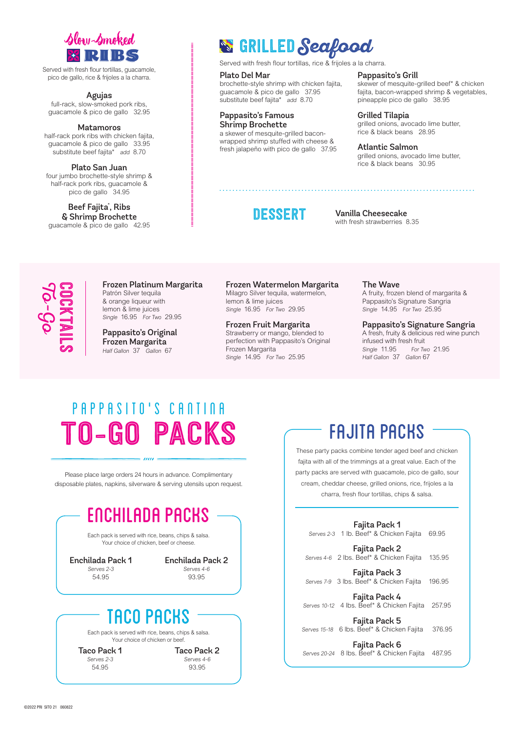## Slow-Smoked RIBS

Served with fresh flour tortillas, guacamole, pico de gallo, rice & frijoles a la charra.

**Agujas**
full-rack, slow-smoked pork ribs, guacamole & pico de gallo 32.95

**Matamoros**
half-rack pork ribs with chicken fajita, guacamole & pico de gallo 33.95
substitute beef fajita* *add* 8.70

**Plato San Juan**
four jumbo brochette-style shrimp & half-rack pork ribs, guacamole & pico de gallo 34.95

**Beef Fajita*, Ribs & Shrimp Brochette**
guacamole & pico de gallo 42.95

## GRILLED Seafood

Served with fresh flour tortillas, rice & frijoles a la charra.

**Plato Del Mar**
brochette-style shrimp with chicken fajita, guacamole & pico de gallo 37.95
substitute beef fajita* *add* 8.70

**Pappasito's Famous Shrimp Brochette**
a skewer of mesquite-grilled bacon-wrapped shrimp stuffed with cheese & fresh jalapeño with pico de gallo 37.95

**Pappasito's Grill**
skewer of mesquite-grilled beef* & chicken fajita, bacon-wrapped shrimp & vegetables, pineapple pico de gallo 38.95

**Grilled Tilapia**
grilled onions, avocado lime butter, rice & black beans 28.95

**Atlantic Salmon**
grilled onions, avocado lime butter, rice & black beans 30.95

## DESSERT

**Vanilla Cheesecake**
with fresh strawberries 8.35

## COCKTAILS To-Go

**Frozen Platinum Margarita**
Patrón Silver tequila & orange liqueur with lemon & lime juices
*Single* 16.95 *For Two* 29.95

**Pappasito's Original Frozen Margarita**
*Half Gallon* 37 *Gallon* 67

**Frozen Watermelon Margarita**
Milagro Silver tequila, watermelon, lemon & lime juices
*Single* 16.95 *For Two* 29.95

**Frozen Fruit Margarita**
Strawberry or mango, blended to perfection with Pappasito's Original Frozen Margarita
*Single* 14.95 *For Two* 25.95

**The Wave**
A fruity, frozen blend of margarita & Pappasito's Signature Sangria
*Single* 14.95 *For Two* 25.95

**Pappasito's Signature Sangria**
A fresh, fruity & delicious red wine punch infused with fresh fruit
*Single* 11.95 *For Two* 21.95
*Half Gallon* 37 *Gallon* 67

# PAPPASITO'S CANTINA TO-GO PACKS

Please place large orders 24 hours in advance. Complimentary disposable plates, napkins, silverware & serving utensils upon request.

## ENCHILADA PACKS

Each pack is served with rice, beans, chips & salsa. Your choice of chicken, beef or cheese.

**Enchilada Pack 1**
*Serves 2-3*
54.95

**Enchilada Pack 2**
*Serves 4-6*
93.95

## TACO PACKS

Each pack is served with rice, beans, chips & salsa. Your choice of chicken or beef.

**Taco Pack 1**
*Serves 2-3*
54.95

**Taco Pack 2**
*Serves 4-6*
93.95

## FAJITA PACKS

These party packs combine tender aged beef and chicken fajita with all of the trimmings at a great value. Each of the party packs are served with guacamole, pico de gallo, sour cream, cheddar cheese, grilled onions, rice, frijoles a la charra, fresh flour tortillas, chips & salsa.

**Fajita Pack 1**
*Serves 2-3* 1 lb. Beef* & Chicken Fajita 69.95

**Fajita Pack 2**
*Serves 4-6* 2 lbs. Beef* & Chicken Fajita 135.95

**Fajita Pack 3**
*Serves 7-9* 3 lbs. Beef* & Chicken Fajita 196.95

**Fajita Pack 4**
*Serves 10-12* 4 lbs. Beef* & Chicken Fajita 257.95

**Fajita Pack 5**
*Serves 15-18* 6 lbs. Beef* & Chicken Fajita 376.95

**Fajita Pack 6**
*Serves 20-24* 8 lbs. Beef* & Chicken Fajita 487.95

©2022 PRI SITO 21 060822